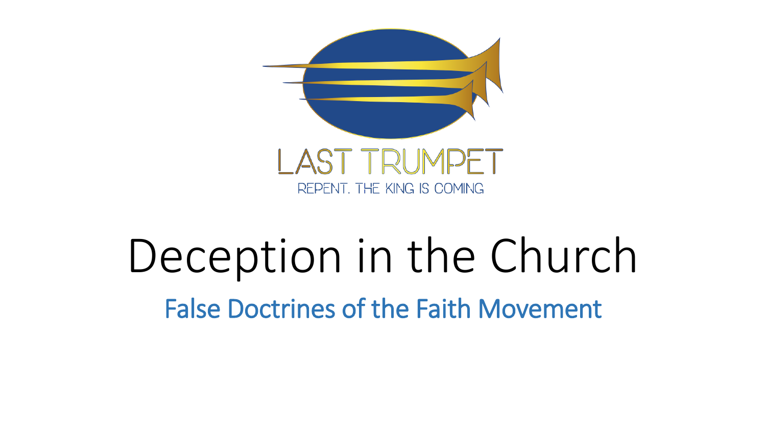LAST TRUMPET

REPENT. THE KING IS COMING

# Deception in the Church

## False Doctrines of the Faith Movement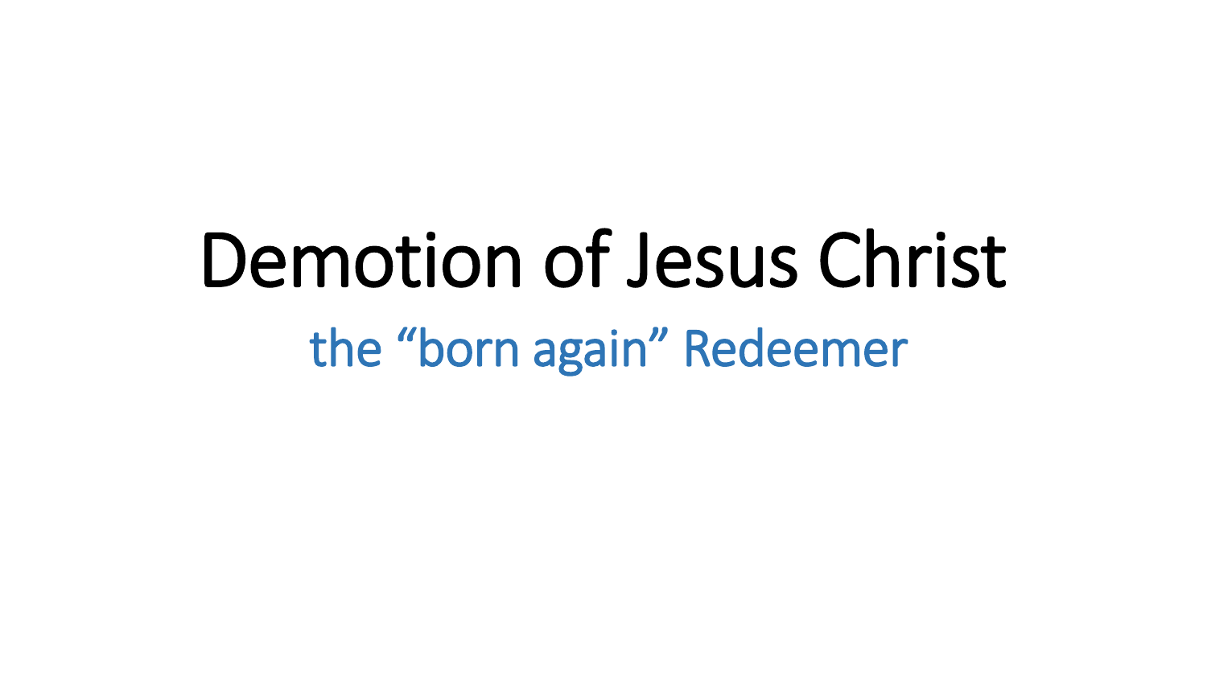# Demotion of Jesus Christ

## the “born again” Redeemer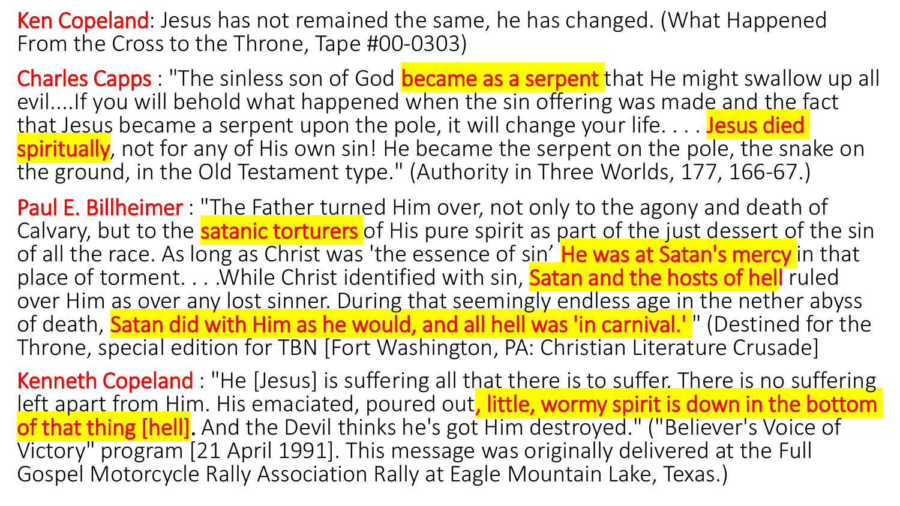**Ken Copeland**: Jesus has not remained the same, he has changed. (What Happened From the Cross to the Throne, Tape #00-0303)

**Charles Capps** : "The sinless son of God **became as a serpent** that He might swallow up all evil....If you will behold what happened when the sin offering was made and the fact that Jesus became a serpent upon the pole, it will change your life. . . . **Jesus died spiritually**, not for any of His own sin! He became the serpent on the pole, the snake on the ground, in the Old Testament type." (Authority in Three Worlds, 177, 166-67.)

**Paul E. Billheimer** : "The Father turned Him over, not only to the agony and death of Calvary, but to the **satanic torturers** of His pure spirit as part of the just dessert of the sin of all the race. As long as Christ was 'the essence of sin' **He was at Satan's mercy** in that place of torment. . . .While Christ identified with sin, **Satan and the hosts of hell** ruled over Him as over any lost sinner. During that seemingly endless age in the nether abyss of death, **Satan did with Him as he would, and all hell was 'in carnival.'** " (Destined for the Throne, special edition for TBN [Fort Washington, PA: Christian Literature Crusade]

**Kenneth Copeland** : "He [Jesus] is suffering all that there is to suffer. There is no suffering left apart from Him. His emaciated, poured out**, little, wormy spirit is down in the bottom of that thing [hell]**. And the Devil thinks he's got Him destroyed." ("Believer's Voice of Victory" program [21 April 1991]. This message was originally delivered at the Full Gospel Motorcycle Rally Association Rally at Eagle Mountain Lake, Texas.)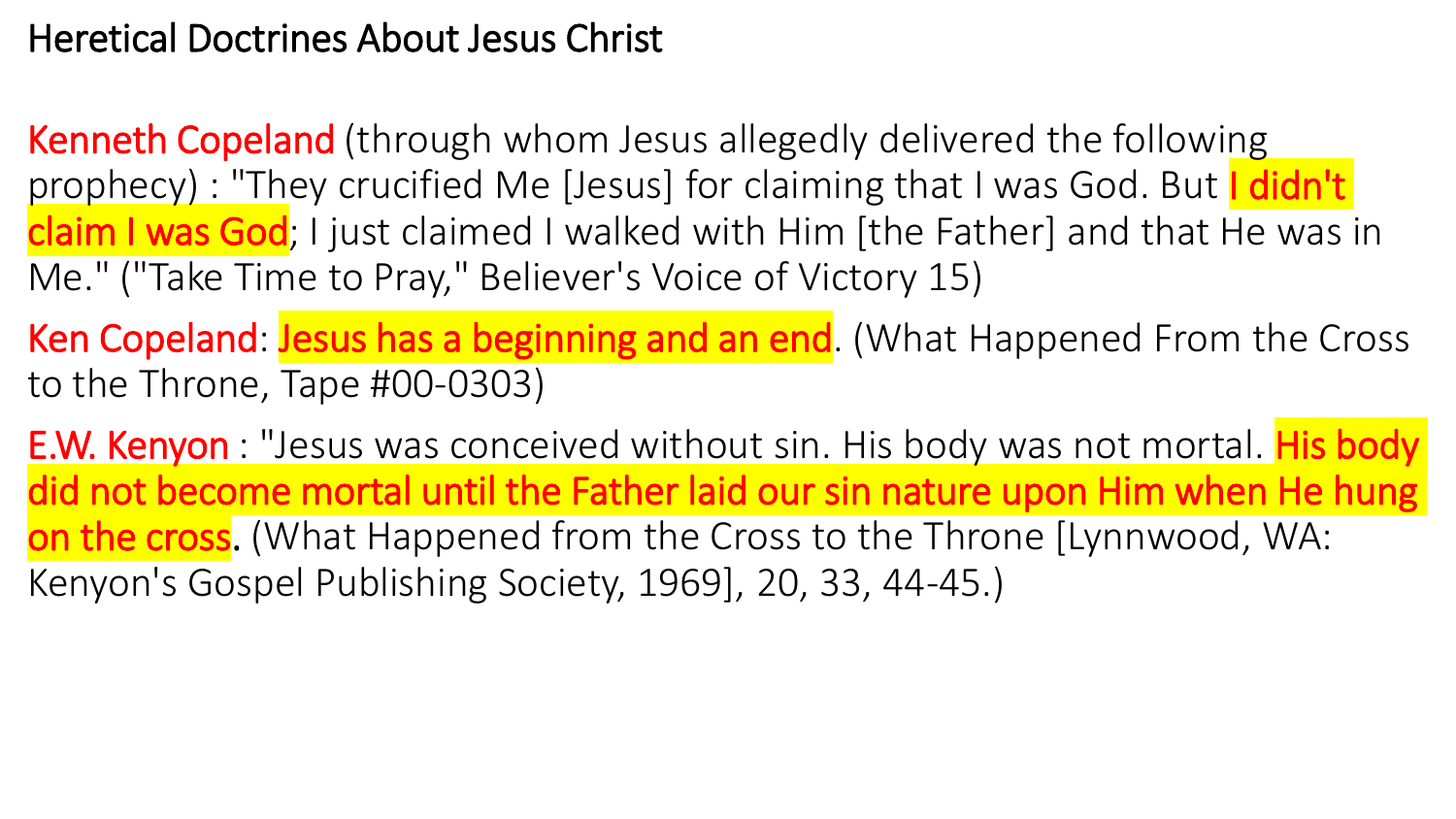# Heretical Doctrines About Jesus Christ

Kenneth Copeland (through whom Jesus allegedly delivered the following prophecy) : "They crucified Me [Jesus] for claiming that I was God. But **I didn't claim I was God**; I just claimed I walked with Him [the Father] and that He was in Me." ("Take Time to Pray," Believer's Voice of Victory 15)

Ken Copeland: **Jesus has a beginning and an end**. (What Happened From the Cross to the Throne, Tape #00-0303)

E.W. Kenyon : "Jesus was conceived without sin. His body was not mortal. **His body did not become mortal until the Father laid our sin nature upon Him when He hung on the cross**. (What Happened from the Cross to the Throne [Lynnwood, WA: Kenyon's Gospel Publishing Society, 1969], 20, 33, 44-45.)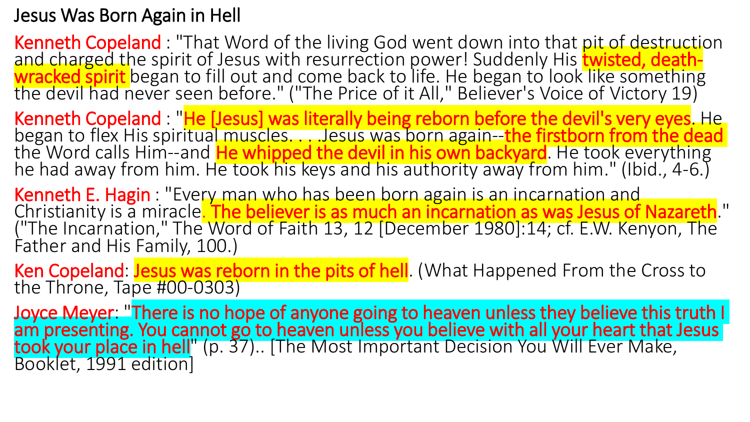# Jesus Was Born Again in Hell

**Kenneth Copeland** : "That Word of the living God went down into that pit of destruction and charged the spirit of Jesus with resurrection power! Suddenly His **twisted, death-wracked spirit** began to fill out and come back to life. He began to look like something the devil had never seen before." ("The Price of it All," Believer's Voice of Victory 19)

**Kenneth Copeland** : "**He [Jesus] was literally being reborn before the devil's very eyes**. He began to flex His spiritual muscles. . . .Jesus was born again--**the firstborn from the dead** the Word calls Him--and **He whipped the devil in his own backyard**. He took everything he had away from him. He took his keys and his authority away from him." (Ibid., 4-6.)

**Kenneth E. Hagin** : "Every man who has been born again is an incarnation and Christianity is a miracle**. The believer is as much an incarnation as was Jesus of Nazareth**." ("The Incarnation," The Word of Faith 13, 12 [December 1980]:14; cf. E.W. Kenyon, The Father and His Family, 100.)

**Ken Copeland**: **Jesus was reborn in the pits of hell**. (What Happened From the Cross to the Throne, Tape #00-0303)

**Joyce Meyer**: "**There is no hope of anyone going to heaven unless they believe this truth I am presenting. You cannot go to heaven unless you believe with all your heart that Jesus took your place in hell**" (p. 37).. [The Most Important Decision You Will Ever Make, Booklet, 1991 edition]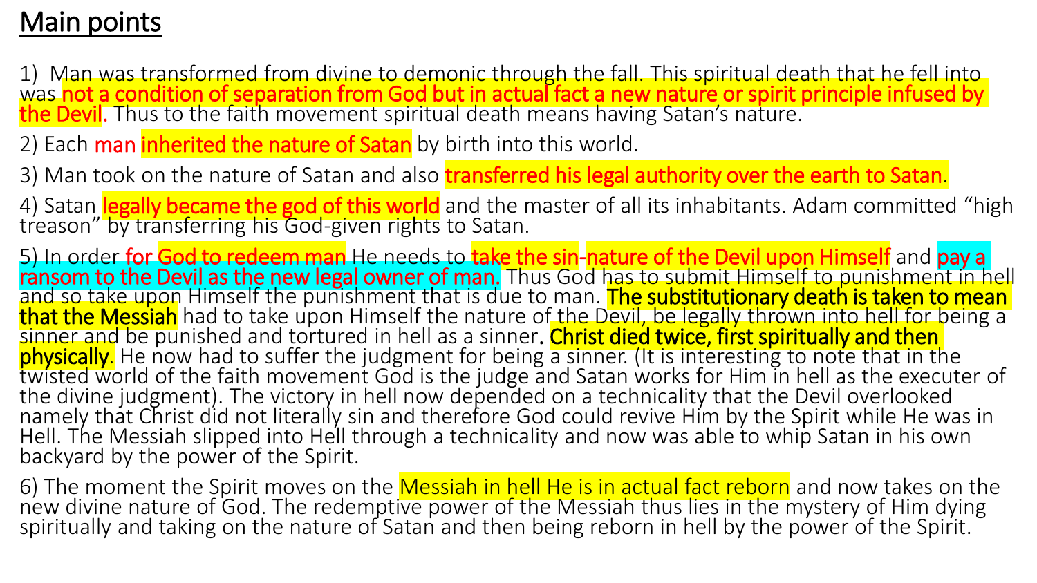## Main points

1) Man was transformed from divine to demonic through the fall. This spiritual death that he fell into was not a condition of separation from God but in actual fact a new nature or spirit principle infused by the Devil. Thus to the faith movement spiritual death means having Satan's nature.

2) Each man inherited the nature of Satan by birth into this world.

3) Man took on the nature of Satan and also transferred his legal authority over the earth to Satan.

4) Satan legally became the god of this world and the master of all its inhabitants. Adam committed "high treason" by transferring his God-given rights to Satan.

5) In order for God to redeem man He needs to take the sin-nature of the Devil upon Himself and pay a ransom to the Devil as the new legal owner of man. Thus God has to submit Himself to punishment in hell and so take upon Himself the punishment that is due to man. The substitutionary death is taken to mean that the Messiah had to take upon Himself the nature of the Devil, be legally thrown into hell for being a sinner and be punished and tortured in hell as a sinner. Christ died twice, first spiritually and then physically. He now had to suffer the judgment for being a sinner. (It is interesting to note that in the twisted world of the faith movement God is the judge and Satan works for Him in hell as the executer of the divine judgment). The victory in hell now depended on a technicality that the Devil overlooked namely that Christ did not literally sin and therefore God could revive Him by the Spirit while He was in Hell. The Messiah slipped into Hell through a technicality and now was able to whip Satan in his own backyard by the power of the Spirit.

6) The moment the Spirit moves on the Messiah in hell He is in actual fact reborn and now takes on the new divine nature of God. The redemptive power of the Messiah thus lies in the mystery of Him dying spiritually and taking on the nature of Satan and then being reborn in hell by the power of the Spirit.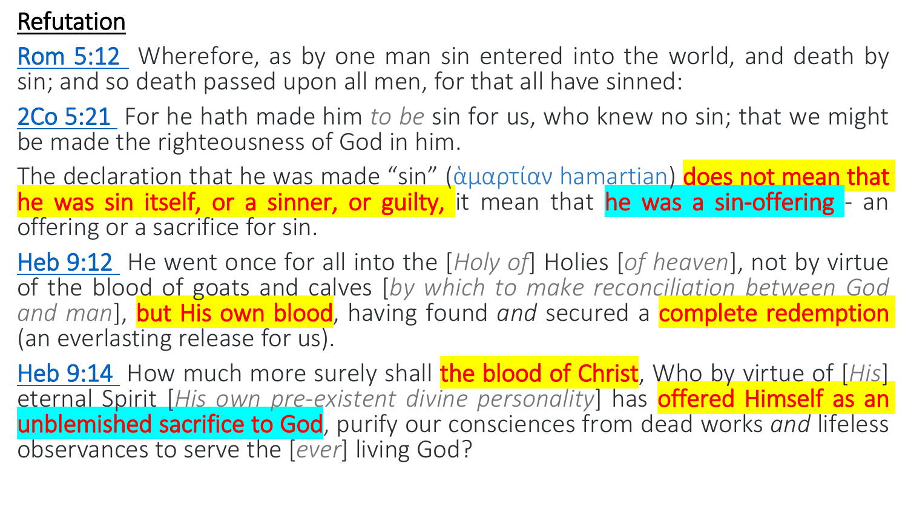# Refutation

Rom 5:12 Wherefore, as by one man sin entered into the world, and death by sin; and so death passed upon all men, for that all have sinned:

2Co 5:21 For he hath made him *to be* sin for us, who knew no sin; that we might be made the righteousness of God in him.

The declaration that he was made "sin" (ἁμαρτίαν hamartian) **does not mean that he was sin itself, or a sinner, or guilty,** it mean that **he was a sin-offering** - an offering or a sacrifice for sin.

Heb 9:12 He went once for all into the [*Holy of*] Holies [*of heaven*], not by virtue of the blood of goats and calves [*by which to make reconciliation between God and man*], **but His own blood**, having found *and* secured a **complete redemption** (an everlasting release for us).

Heb 9:14 How much more surely shall **the blood of Christ**, Who by virtue of [*His*] eternal Spirit [*His own pre-existent divine personality*] has **offered Himself as an unblemished sacrifice to God**, purify our consciences from dead works *and* lifeless observances to serve the [*ever*] living God?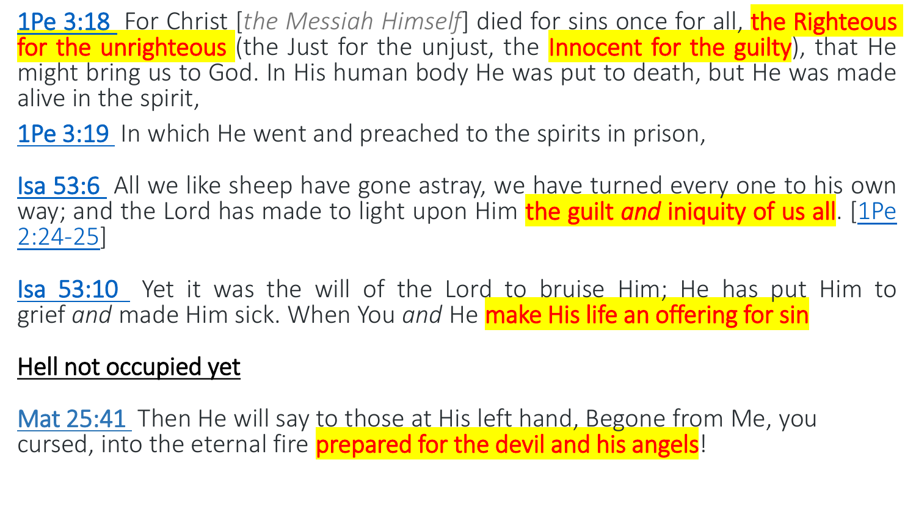1Pe 3:18 For Christ [*the Messiah Himself*] died for sins once for all, **the Righteous for the unrighteous** (the Just for the unjust, the **Innocent for the guilty**), that He might bring us to God. In His human body He was put to death, but He was made alive in the spirit,

1Pe 3:19 In which He went and preached to the spirits in prison,

Isa 53:6 All we like sheep have gone astray, we have turned every one to his own way; and the Lord has made to light upon Him **the guilt *and* iniquity of us all**. [1Pe 2:24-25]

Isa 53:10 Yet it was the will of the Lord to bruise Him; He has put Him to grief *and* made Him sick. When You *and* He **make His life an offering for sin**

Hell not occupied yet

Mat 25:41 Then He will say to those at His left hand, Begone from Me, you cursed, into the eternal fire **prepared for the devil and his angels**!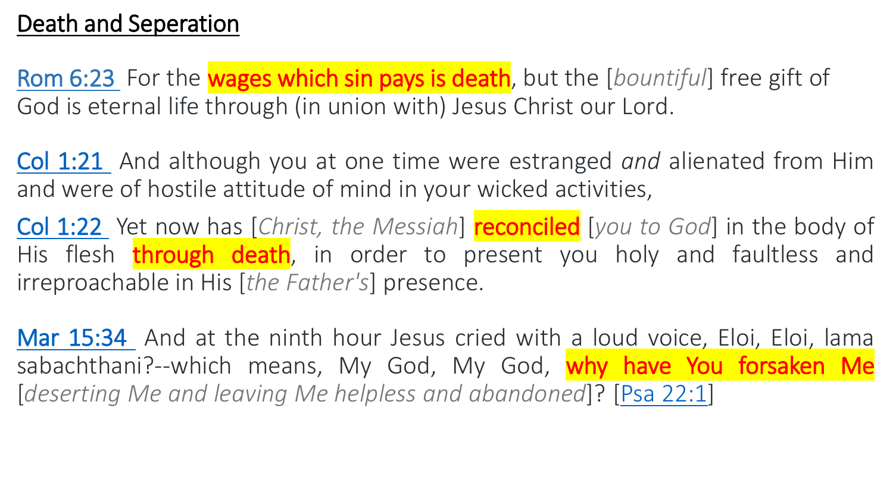## Death and Seperation

Rom 6:23 For the **wages which sin pays is death**, but the [*bountiful*] free gift of God is eternal life through (in union with) Jesus Christ our Lord.

Col 1:21 And although you at one time were estranged *and* alienated from Him and were of hostile attitude of mind in your wicked activities,

Col 1:22 Yet now has [*Christ, the Messiah*] **reconciled** [*you to God*] in the body of His flesh **through death**, in order to present you holy and faultless and irreproachable in His [*the Father's*] presence.

Mar 15:34 And at the ninth hour Jesus cried with a loud voice, Eloi, Eloi, lama sabachthani?--which means, My God, My God, **why have You forsaken Me** [*deserting Me and leaving Me helpless and abandoned*]? [Psa 22:1]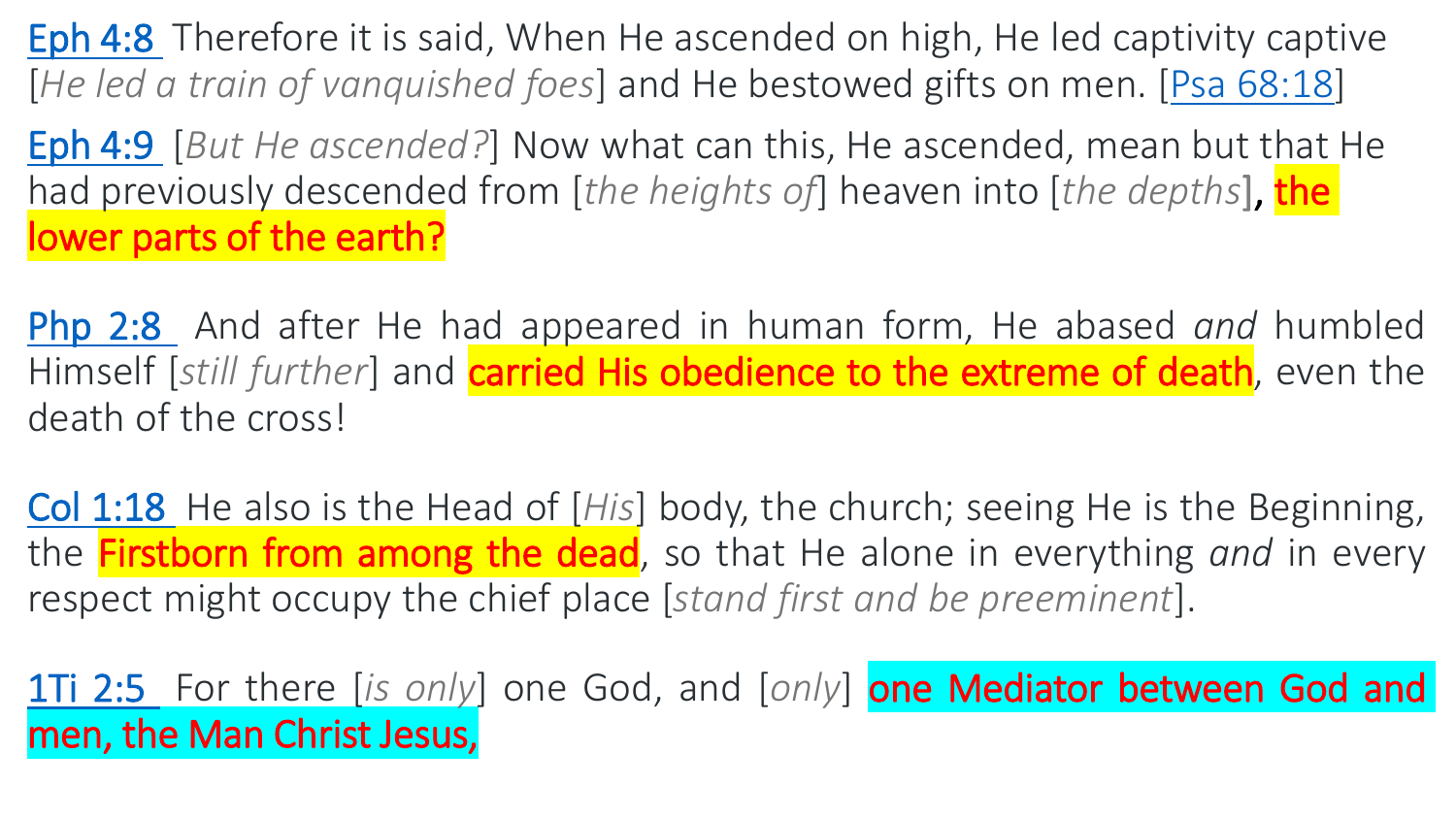Eph 4:8 Therefore it is said, When He ascended on high, He led captivity captive [*He led a train of vanquished foes*] and He bestowed gifts on men. [Psa 68:18]

Eph 4:9 [*But He ascended?*] Now what can this, He ascended, mean but that He had previously descended from [*the heights of*] heaven into [*the depths*], **the lower parts of the earth?**

Php 2:8 And after He had appeared in human form, He abased *and* humbled Himself [*still further*] and **carried His obedience to the extreme of death**, even the death of the cross!

Col 1:18 He also is the Head of [*His*] body, the church; seeing He is the Beginning, the **Firstborn from among the dead**, so that He alone in everything *and* in every respect might occupy the chief place [*stand first and be preeminent*].

1Ti 2:5 For there [*is only*] one God, and [*only*] **one Mediator between God and men, the Man Christ Jesus,**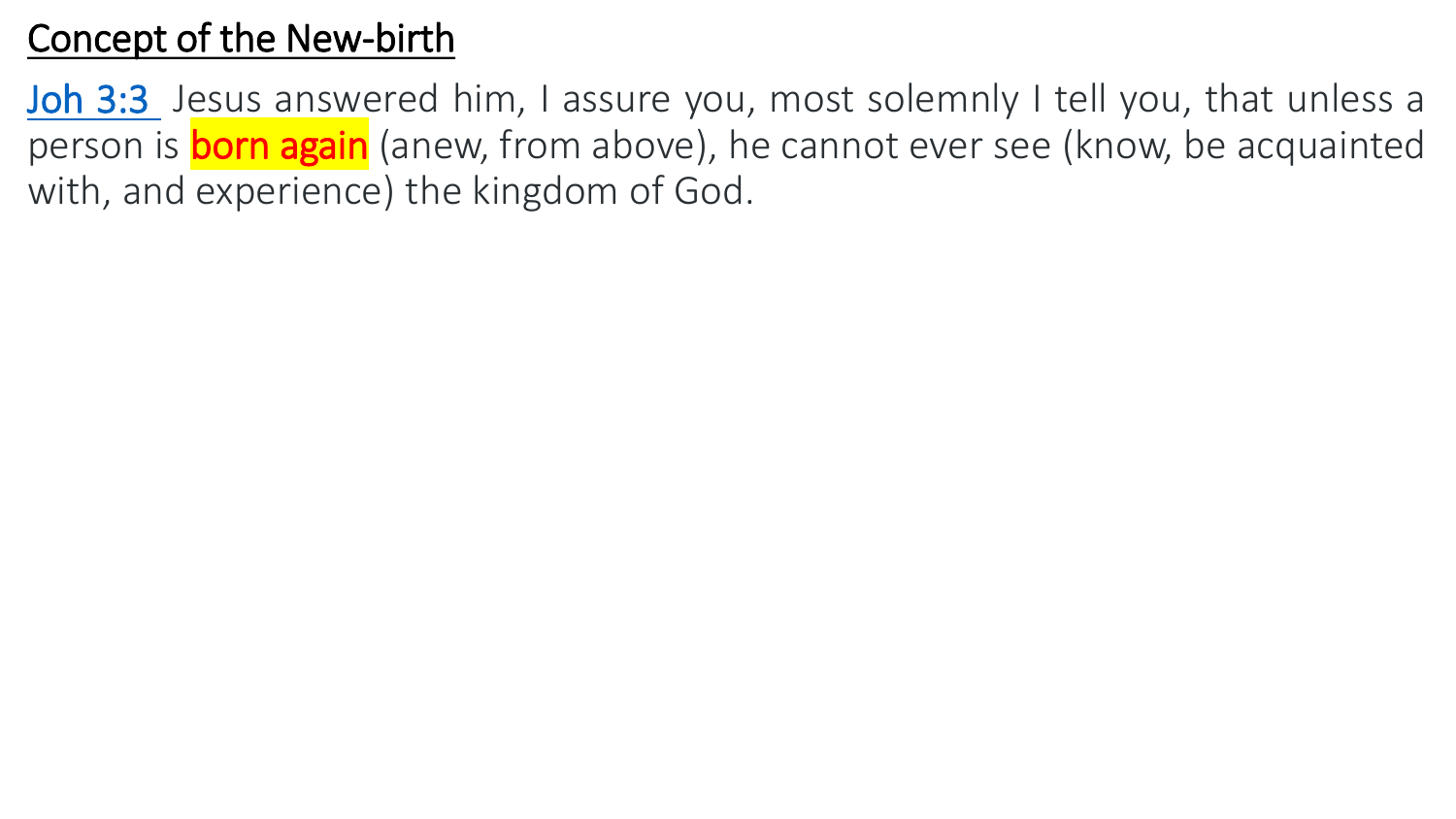## Concept of the New-birth

Joh 3:3 Jesus answered him, I assure you, most solemnly I tell you, that unless a person is **born again** (anew, from above), he cannot ever see (know, be acquainted with, and experience) the kingdom of God.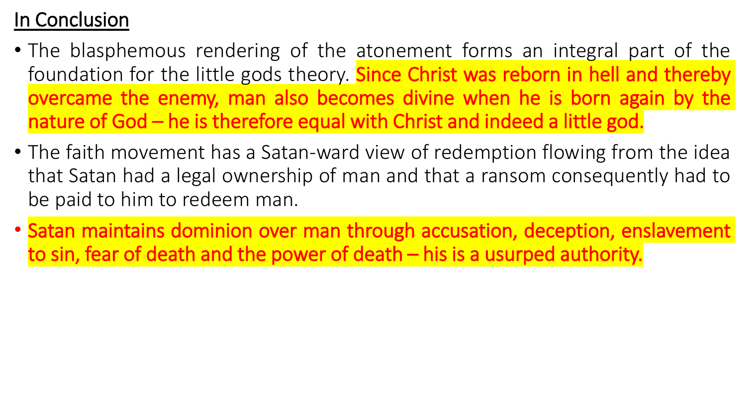## In Conclusion

- The blasphemous rendering of the atonement forms an integral part of the foundation for the little gods theory. **Since Christ was reborn in hell and thereby overcame the enemy, man also becomes divine when he is born again by the nature of God – he is therefore equal with Christ and indeed a little god.**
- The faith movement has a Satan-ward view of redemption flowing from the idea that Satan had a legal ownership of man and that a ransom consequently had to be paid to him to redeem man.
- **Satan maintains dominion over man through accusation, deception, enslavement to sin, fear of death and the power of death – his is a usurped authority.**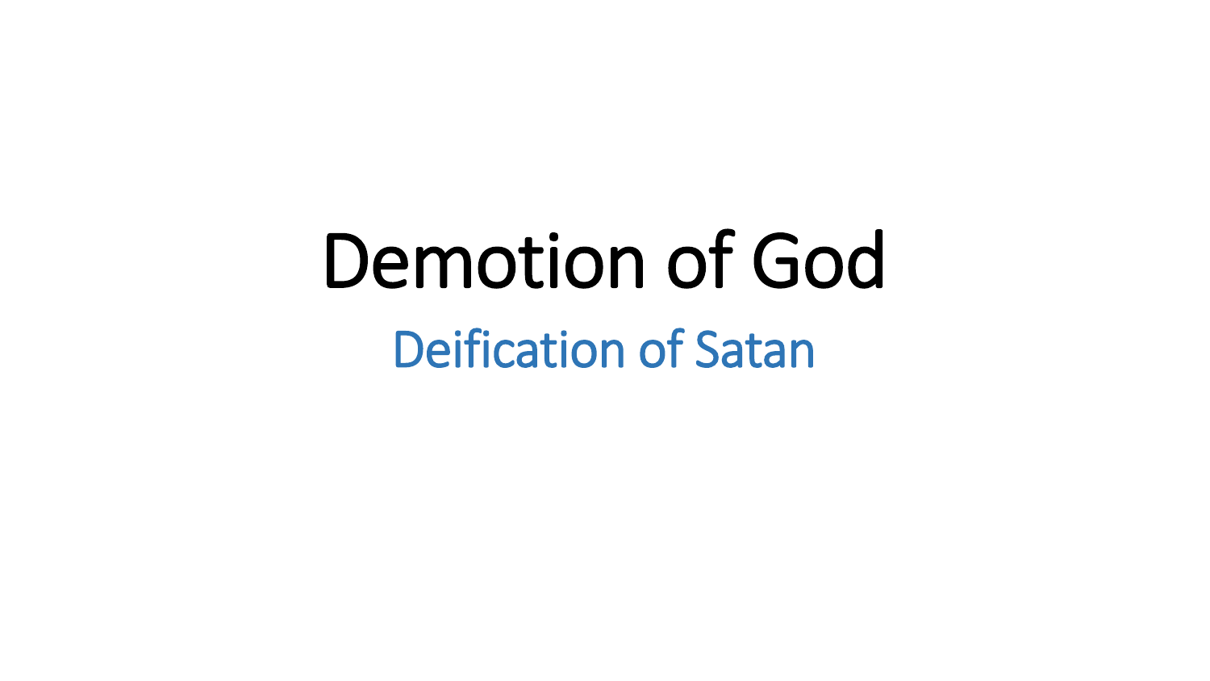# Demotion of God

## Deification of Satan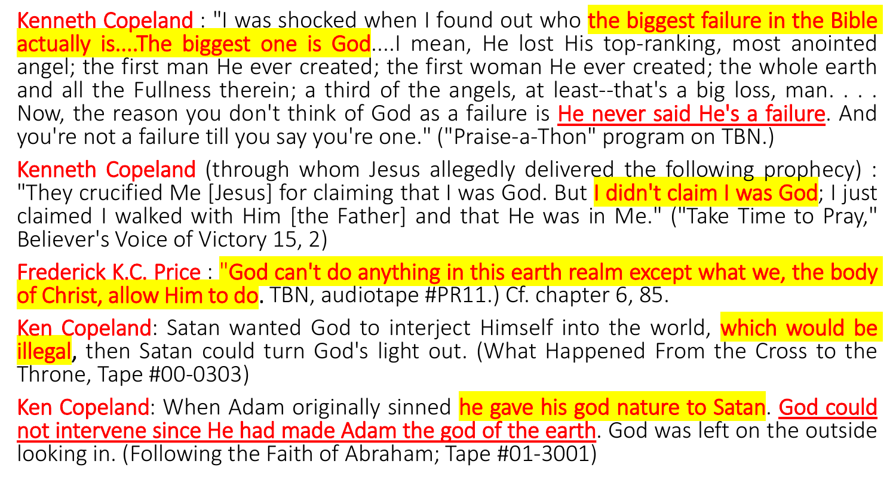**Kenneth Copeland** : "I was shocked when I found out who **the biggest failure in the Bible actually is....The biggest one is God**....I mean, He lost His top-ranking, most anointed angel; the first man He ever created; the first woman He ever created; the whole earth and all the Fullness therein; a third of the angels, at least--that's a big loss, man. . . . Now, the reason you don't think of God as a failure is **He never said He's a failure**. And you're not a failure till you say you're one." ("Praise-a-Thon" program on TBN.)

**Kenneth Copeland** (through whom Jesus allegedly delivered the following prophecy) : "They crucified Me [Jesus] for claiming that I was God. But **I didn't claim I was God**; I just claimed I walked with Him [the Father] and that He was in Me." ("Take Time to Pray," Believer's Voice of Victory 15, 2)

**Frederick K.C. Price** : **"God can't do anything in this earth realm except what we, the body of Christ, allow Him to do.** TBN, audiotape #PR11.) Cf. chapter 6, 85.

**Ken Copeland**: Satan wanted God to interject Himself into the world, **which would be illegal**, then Satan could turn God's light out. (What Happened From the Cross to the Throne, Tape #00-0303)

**Ken Copeland**: When Adam originally sinned **he gave his god nature to Satan**. **God could not intervene since He had made Adam the god of the earth**. God was left on the outside looking in. (Following the Faith of Abraham; Tape #01-3001)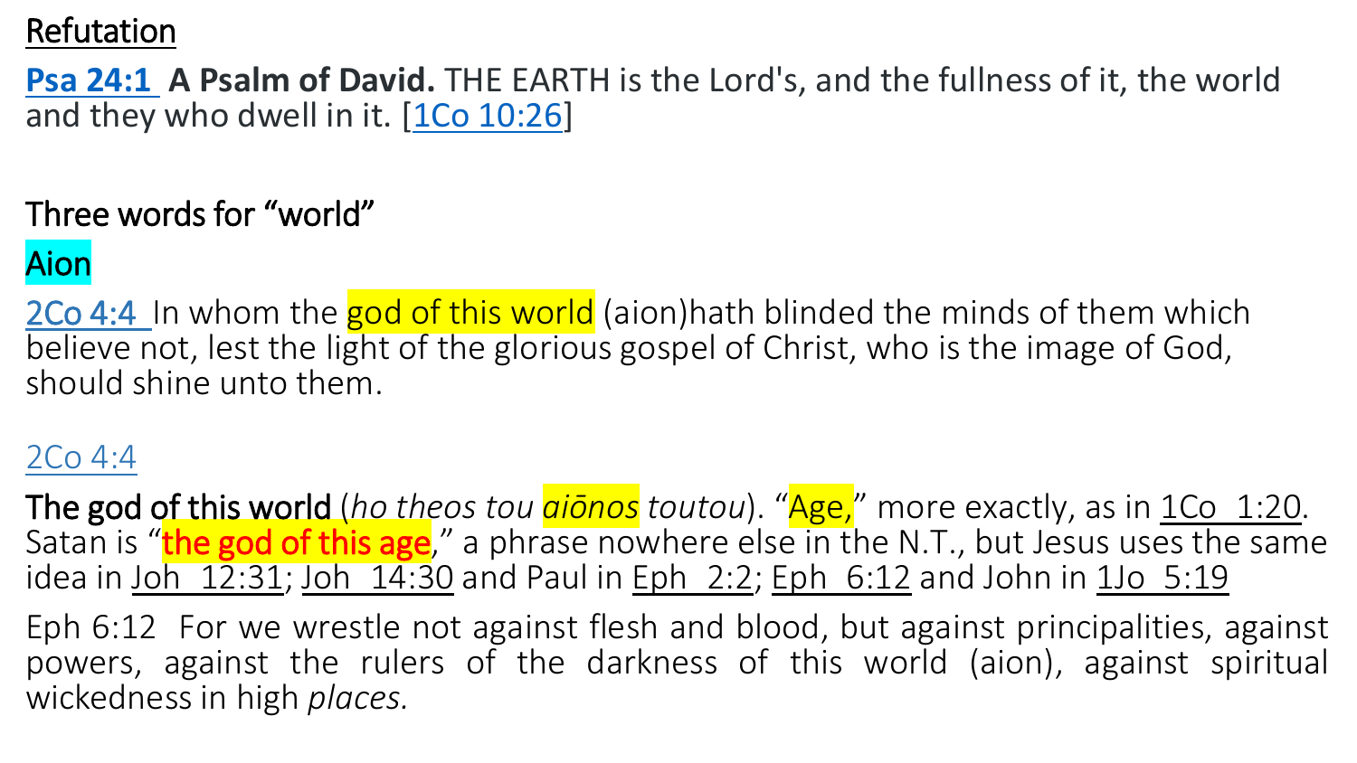## Refutation

**Psa 24:1** **A Psalm of David.** THE EARTH is the Lord's, and the fullness of it, the world and they who dwell in it. [1Co 10:26]

### Three words for "world"

### Aion

2Co 4:4 In whom the god of this world (aion)hath blinded the minds of them which believe not, lest the light of the glorious gospel of Christ, who is the image of God, should shine unto them.

2Co 4:4

The god of this world (*ho theos tou aiōnos toutou*). "Age," more exactly, as in 1Co 1:20. Satan is "the god of this age," a phrase nowhere else in the N.T., but Jesus uses the same idea in Joh 12:31; Joh 14:30 and Paul in Eph 2:2; Eph 6:12 and John in 1Jo 5:19

Eph 6:12 For we wrestle not against flesh and blood, but against principalities, against powers, against the rulers of the darkness of this world (aion), against spiritual wickedness in high *places.*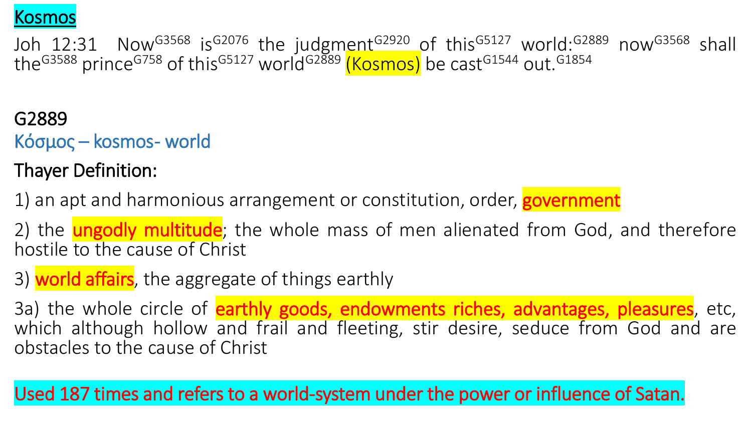# Kosmos

Joh 12:31 Now[G3568] is[G2076] the judgment[G2920] of this[G5127] world:[G2889] now[G3568] shall the[G3588] prince[G758] of this[G5127] world[G2889] (Kosmos) be cast[G1544] out.[G1854]

**G2889**

Κόσμος – kosmos- world

Thayer Definition:

1) an apt and harmonious arrangement or constitution, order, **government**

2) the **ungodly multitude**; the whole mass of men alienated from God, and therefore hostile to the cause of Christ

3) **world affairs**, the aggregate of things earthly

3a) the whole circle of **earthly goods, endowments riches, advantages, pleasures**, etc, which although hollow and frail and fleeting, stir desire, seduce from God and are obstacles to the cause of Christ

**Used 187 times and refers to a world-system under the power or influence of Satan.**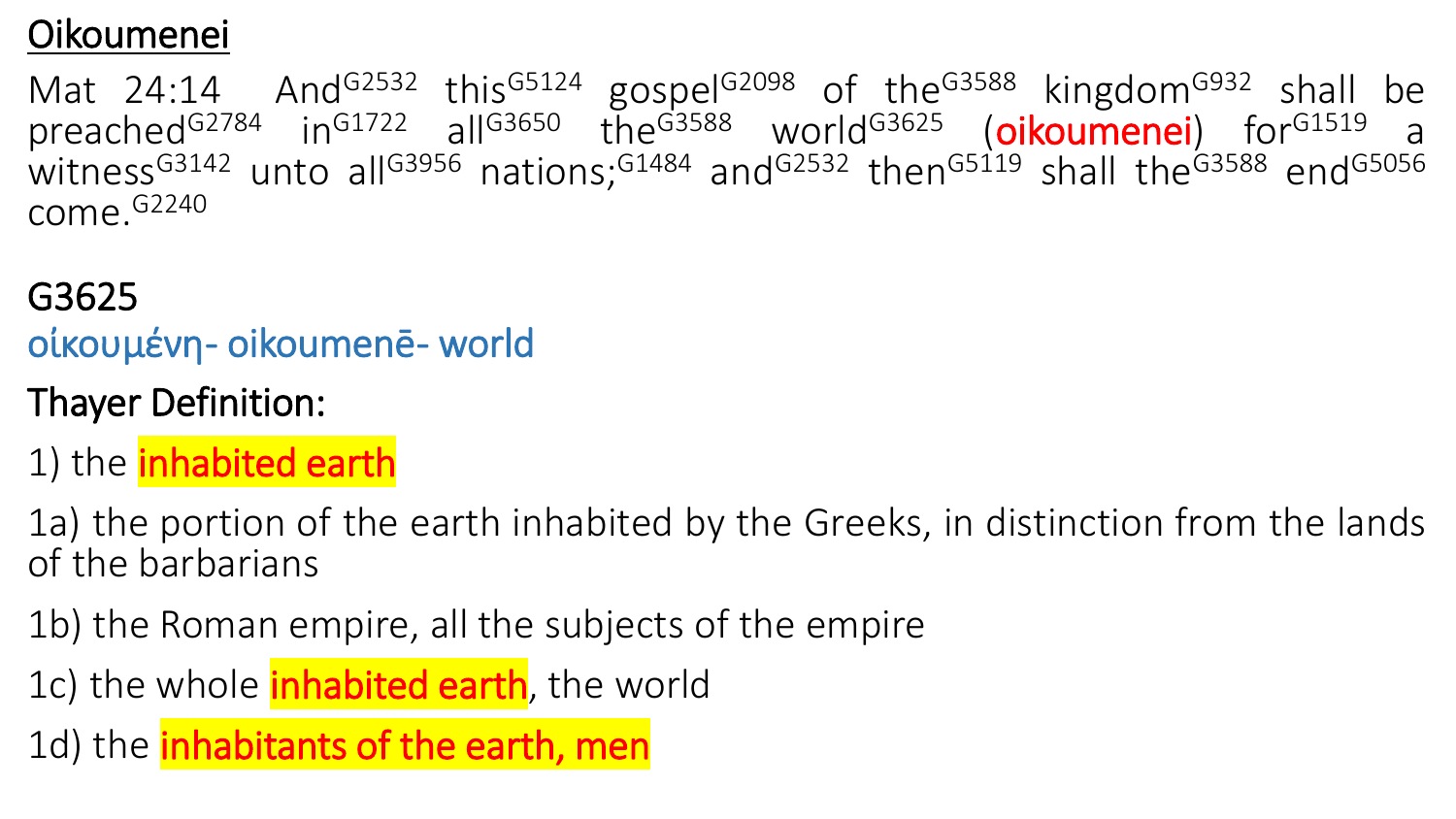## Oikoumenei

Mat 24:14 And[G2532] this[G5124] gospel[G2098] of the[G3588] kingdom[G932] shall be preached[G2784] in[G1722] all[G3650] the[G3588] world[G3625] (oikoumenei) for[G1519] a witness[G3142] unto all[G3956] nations;[G1484] and[G2532] then[G5119] shall the[G3588] end[G5056] come.[G2240]

### G3625

οἰκουμένη- oikoumenē- world

**Thayer Definition:**

1) the **inhabited earth**

1a) the portion of the earth inhabited by the Greeks, in distinction from the lands of the barbarians

1b) the Roman empire, all the subjects of the empire

1c) the whole **inhabited earth**, the world

1d) the **inhabitants of the earth, men**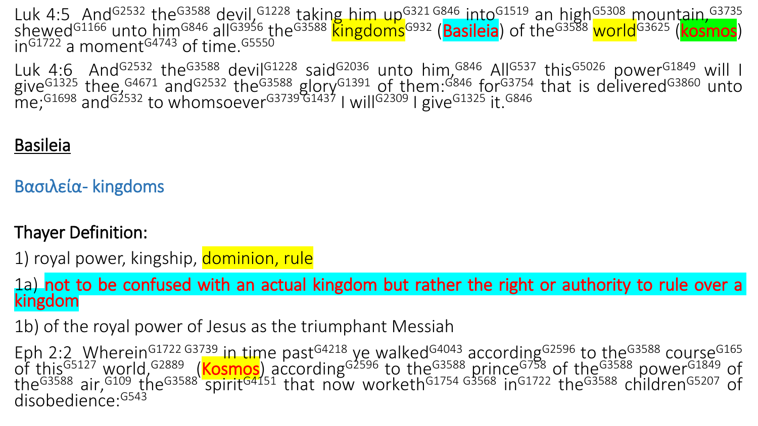Luk 4:5 And[G2532] the[G3588] devil,[G1228] taking him up[G321 G846] into[G1519] an high[G5308] mountain,[G3735] shewed[G1166] unto him[G846] all[G3956] the[G3588] kingdoms[G932] (Basileia) of the[G3588] world[G3625] (kosmos) in[G1722] a moment[G4743] of time.[G5550]

Luk 4:6 And[G2532] the[G3588] devil[G1228] said[G2036] unto him,[G846] All[G537] this[G5026] power[G1849] will I give[G1325] thee,[G4671] and[G2532] the[G3588] glory[G1391] of them:[G846] for[G3754] that is delivered[G3860] unto me;[G1698] and[G2532] to whomsoever[G3739 G1437] I will[G2309] I give[G1325] it.[G846]

<u>Basileia</u>

Βασιλεία- kingdoms

**Thayer Definition:**

1) royal power, kingship, dominion, rule

1a) not to be confused with an actual kingdom but rather the right or authority to rule over a kingdom

1b) of the royal power of Jesus as the triumphant Messiah

Eph 2:2 Wherein[G1722 G3739] in time past[G4218] ye walked[G4043] according[G2596] to the[G3588] course[G165] of this[G5127] world,[G2889] (Kosmos) according[G2596] to the[G3588] prince[G758] of the[G3588] power[G1849] of the[G3588] air,[G109] the[G3588] spirit[G4151] that now worketh[G1754 G3568] in[G1722] the[G3588] children[G5207] of disobedience:[G543]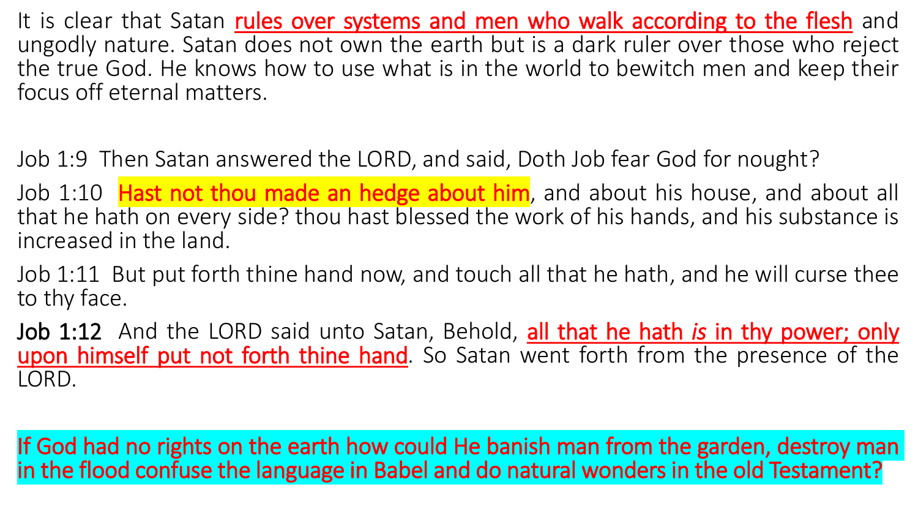It is clear that Satan rules over systems and men who walk according to the flesh and ungodly nature. Satan does not own the earth but is a dark ruler over those who reject the true God. He knows how to use what is in the world to bewitch men and keep their focus off eternal matters.

Job 1:9 Then Satan answered the LORD, and said, Doth Job fear God for nought?

Job 1:10 Hast not thou made an hedge about him, and about his house, and about all that he hath on every side? thou hast blessed the work of his hands, and his substance is increased in the land.

Job 1:11 But put forth thine hand now, and touch all that he hath, and he will curse thee to thy face.

**Job 1:12** And the LORD said unto Satan, Behold, all that he hath *is* in thy power; only upon himself put not forth thine hand. So Satan went forth from the presence of the LORD.

If God had no rights on the earth how could He banish man from the garden, destroy man in the flood confuse the language in Babel and do natural wonders in the old Testament?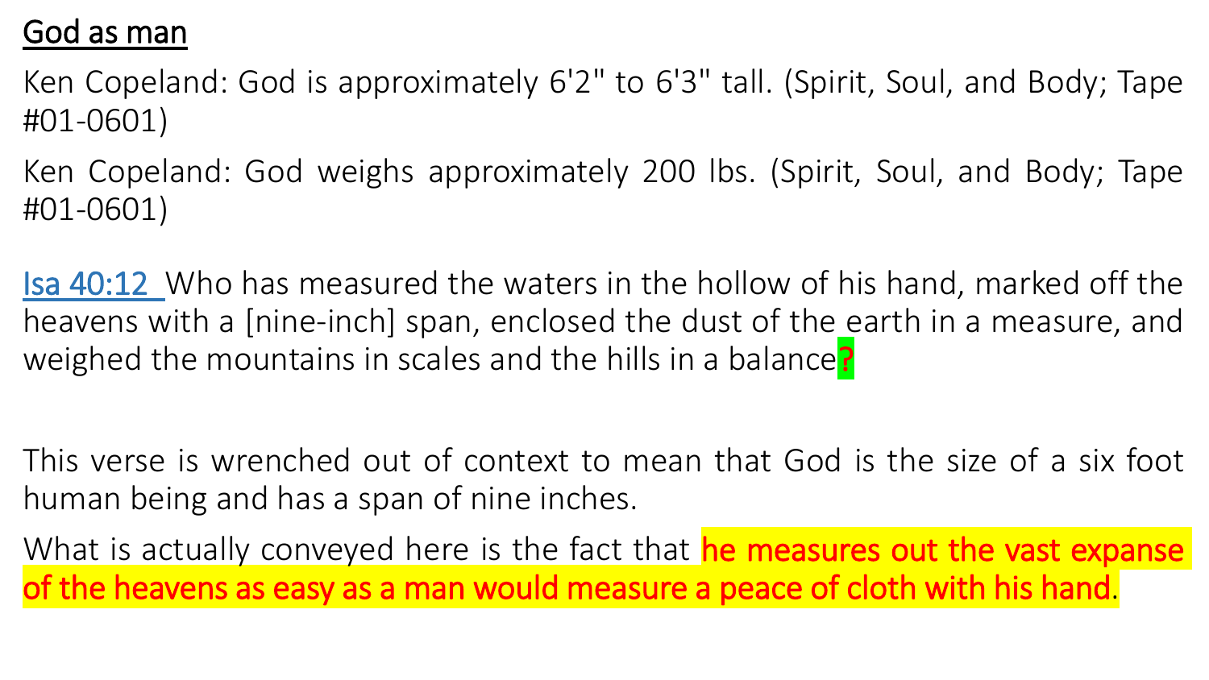## God as man

Ken Copeland: God is approximately 6'2" to 6'3" tall. (Spirit, Soul, and Body; Tape #01-0601)

Ken Copeland: God weighs approximately 200 lbs. (Spirit, Soul, and Body; Tape #01-0601)

Isa 40:12 Who has measured the waters in the hollow of his hand, marked off the heavens with a [nine-inch] span, enclosed the dust of the earth in a measure, and weighed the mountains in scales and the hills in a balance?

This verse is wrenched out of context to mean that God is the size of a six foot human being and has a span of nine inches.

What is actually conveyed here is the fact that **he measures out the vast expanse of the heavens as easy as a man would measure a peace of cloth with his hand**.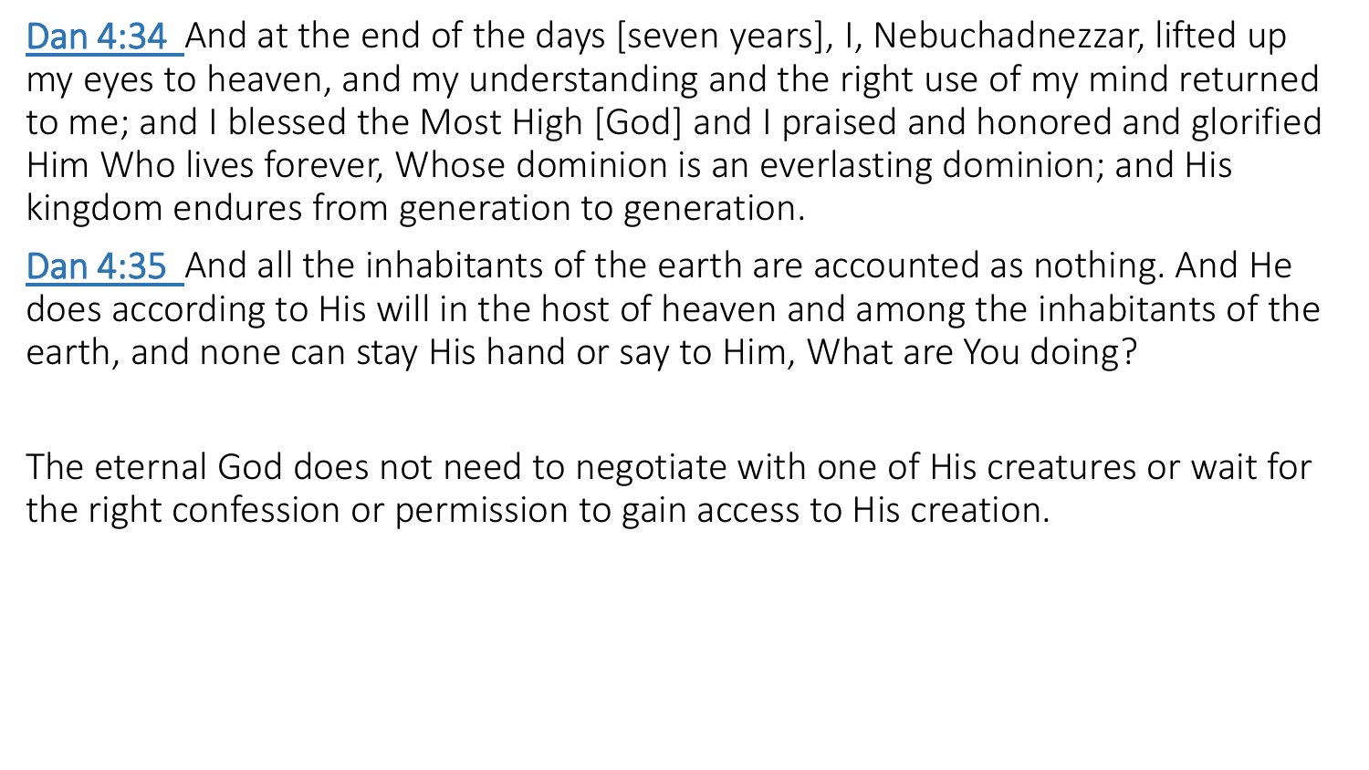Dan 4:34 And at the end of the days [seven years], I, Nebuchadnezzar, lifted up my eyes to heaven, and my understanding and the right use of my mind returned to me; and I blessed the Most High [God] and I praised and honored and glorified Him Who lives forever, Whose dominion is an everlasting dominion; and His kingdom endures from generation to generation.

Dan 4:35 And all the inhabitants of the earth are accounted as nothing. And He does according to His will in the host of heaven and among the inhabitants of the earth, and none can stay His hand or say to Him, What are You doing?

The eternal God does not need to negotiate with one of His creatures or wait for the right confession or permission to gain access to His creation.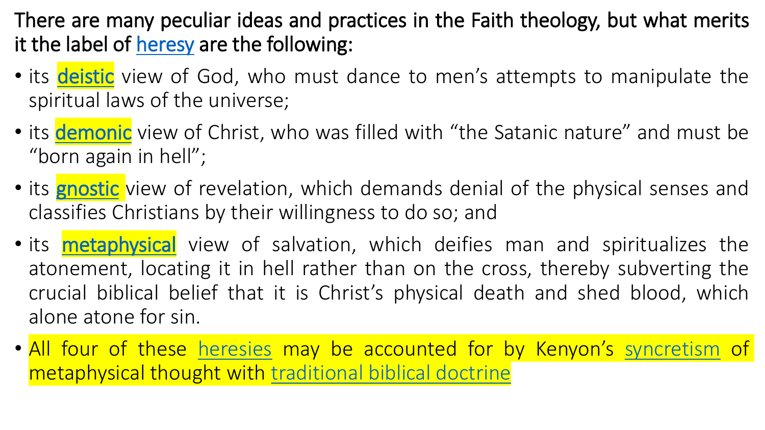There are many peculiar ideas and practices in the Faith theology, but what merits it the label of heresy are the following:

- its **deistic** view of God, who must dance to men's attempts to manipulate the spiritual laws of the universe;
- its **demonic** view of Christ, who was filled with "the Satanic nature" and must be "born again in hell";
- its **gnostic** view of revelation, which demands denial of the physical senses and classifies Christians by their willingness to do so; and
- its **metaphysical** view of salvation, which deifies man and spiritualizes the atonement, locating it in hell rather than on the cross, thereby subverting the crucial biblical belief that it is Christ's physical death and shed blood, which alone atone for sin.
- All four of these heresies may be accounted for by Kenyon's syncretism of metaphysical thought with traditional biblical doctrine